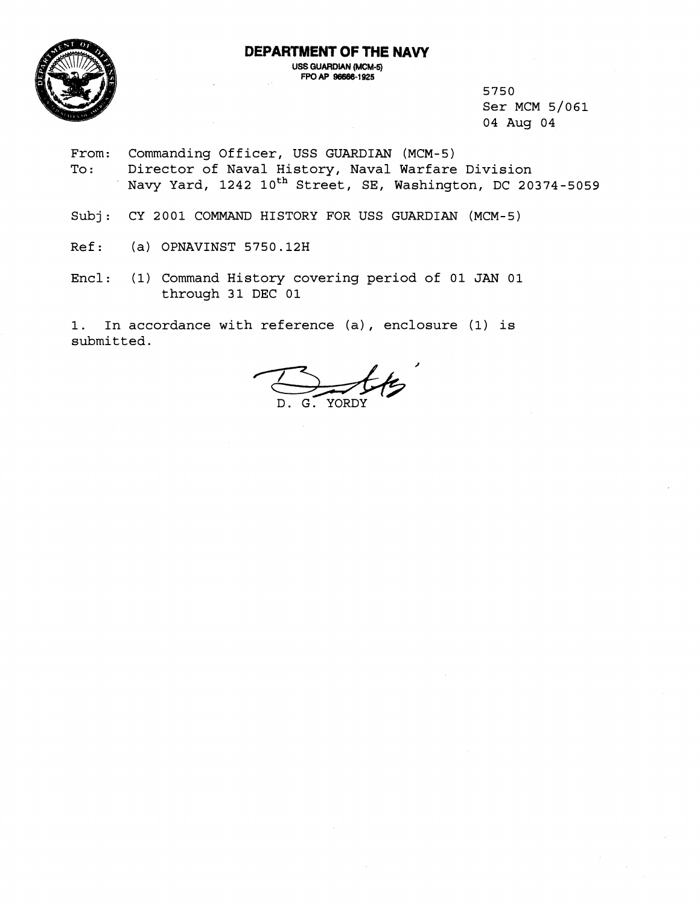# DEPARTMENT OF THE NAVY

USS GUARDIAN (MCM-5)
FPO AP 96666-1925

5750
Ser MCM 5/061
04 Aug 04

From: Commanding Officer, USS GUARDIAN (MCM-5)
To: Director of Naval History, Naval Warfare Division
Navy Yard, 1242 10th Street, SE, Washington, DC 20374-5059

Subj: CY 2001 COMMAND HISTORY FOR USS GUARDIAN (MCM-5)

Ref: (a) OPNAVINST 5750.12H

Encl: (1) Command History covering period of 01 JAN 01 through 31 DEC 01

1. In accordance with reference (a), enclosure (1) is submitted.

D. G. YORDY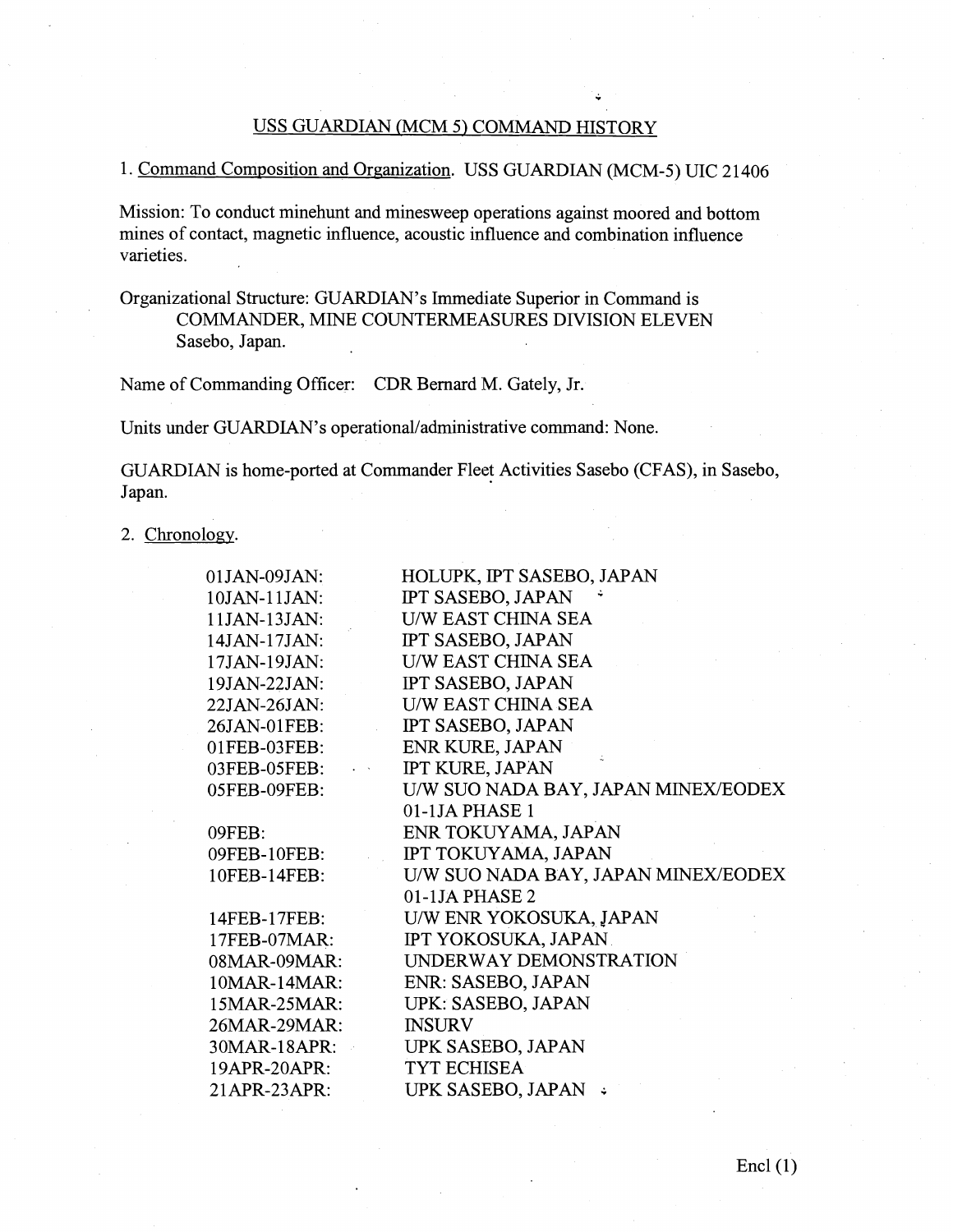## USS GUARDIAN (MCM 5) COMMAND HISTORY

1. Command Composition and Organization. USS GUARDIAN (MCM-5) UIC 21406

Mission: To conduct minehunt and minesweep operations against moored and bottom mines of contact, magnetic influence, acoustic influence and combination influence varieties.

Organizational Structure: GUARDIAN's Immediate Superior in Command is COMMANDER, MINE COUNTERMEASURES DIVISION ELEVEN Sasebo, Japan.

Name of Commanding Officer: CDR Bernard M. Gately, Jr.

Units under GUARDIAN's operational/administrative command: None.

GUARDIAN is home-ported at Commander Fleet Activities Sasebo (CFAS), in Sasebo, Japan.

2. Chronology.

| | |
|---|---|
| 01JAN-09JAN: | HOLUPK, IPT SASEBO, JAPAN |
| 10JAN-11JAN: | IPT SASEBO, JAPAN |
| 11JAN-13JAN: | U/W EAST CHINA SEA |
| 14JAN-17JAN: | IPT SASEBO, JAPAN |
| 17JAN-19JAN: | U/W EAST CHINA SEA |
| 19JAN-22JAN: | IPT SASEBO, JAPAN |
| 22JAN-26JAN: | U/W EAST CHINA SEA |
| 26JAN-01FEB: | IPT SASEBO, JAPAN |
| 01FEB-03FEB: | ENR KURE, JAPAN |
| 03FEB-05FEB: | IPT KURE, JAPAN |
| 05FEB-09FEB: | U/W SUO NADA BAY, JAPAN MINEX/EODEX 01-1JA PHASE 1 |
| 09FEB: | ENR TOKUYAMA, JAPAN |
| 09FEB-10FEB: | IPT TOKUYAMA, JAPAN |
| 10FEB-14FEB: | U/W SUO NADA BAY, JAPAN MINEX/EODEX 01-1JA PHASE 2 |
| 14FEB-17FEB: | U/W ENR YOKOSUKA, JAPAN |
| 17FEB-07MAR: | IPT YOKOSUKA, JAPAN |
| 08MAR-09MAR: | UNDERWAY DEMONSTRATION |
| 10MAR-14MAR: | ENR: SASEBO, JAPAN |
| 15MAR-25MAR: | UPK: SASEBO, JAPAN |
| 26MAR-29MAR: | INSURV |
| 30MAR-18APR: | UPK SASEBO, JAPAN |
| 19APR-20APR: | TYT ECHISEA |
| 21APR-23APR: | UPK SASEBO, JAPAN |

Encl (1)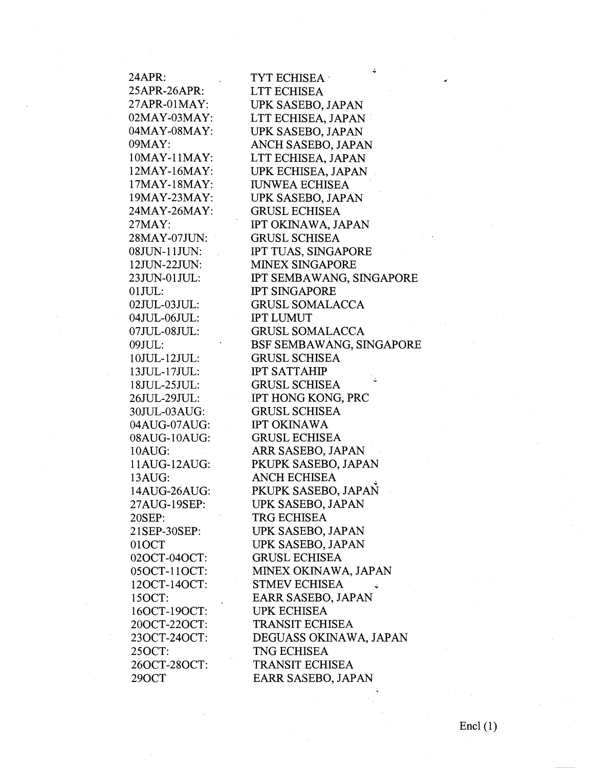| | |
|---|---|
| 24APR: | TYT ECHISEA |
| 25APR-26APR: | LTT ECHISEA |
| 27APR-01MAY: | UPK SASEBO, JAPAN |
| 02MAY-03MAY: | LTT ECHISEA, JAPAN |
| 04MAY-08MAY: | UPK SASEBO, JAPAN |
| 09MAY: | ANCH SASEBO, JAPAN |
| 10MAY-11MAY: | LTT ECHISEA, JAPAN |
| 12MAY-16MAY: | UPK ECHISEA, JAPAN |
| 17MAY-18MAY: | IUNWEA ECHISEA |
| 19MAY-23MAY: | UPK SASEBO, JAPAN |
| 24MAY-26MAY: | GRUSL ECHISEA |
| 27MAY: | IPT OKINAWA, JAPAN |
| 28MAY-07JUN: | GRUSL SCHISEA |
| 08JUN-11JUN: | IPT TUAS, SINGAPORE |
| 12JUN-22JUN: | MINEX SINGAPORE |
| 23JUN-01JUL: | IPT SEMBAWANG, SINGAPORE |
| 01JUL: | IPT SINGAPORE |
| 02JUL-03JUL: | GRUSL SOMALACCA |
| 04JUL-06JUL: | IPT LUMUT |
| 07JUL-08JUL: | GRUSL SOMALACCA |
| 09JUL: | BSF SEMBAWANG, SINGAPORE |
| 10JUL-12JUL: | GRUSL SCHISEA |
| 13JUL-17JUL: | IPT SATTAHIP |
| 18JUL-25JUL: | GRUSL SCHISEA |
| 26JUL-29JUL: | IPT HONG KONG, PRC |
| 30JUL-03AUG: | GRUSL SCHISEA |
| 04AUG-07AUG: | IPT OKINAWA |
| 08AUG-10AUG: | GRUSL ECHISEA |
| 10AUG: | ARR SASEBO, JAPAN |
| 11AUG-12AUG: | PKUPK SASEBO, JAPAN |
| 13AUG: | ANCH ECHISEA |
| 14AUG-26AUG: | PKUPK SASEBO, JAPAN |
| 27AUG-19SEP: | UPK SASEBO, JAPAN |
| 20SEP: | TRG ECHISEA |
| 21SEP-30SEP: | UPK SASEBO, JAPAN |
| 01OCT | UPK SASEBO, JAPAN |
| 02OCT-04OCT: | GRUSL ECHISEA |
| 05OCT-11OCT: | MINEX OKINAWA, JAPAN |
| 12OCT-14OCT: | STMEV ECHISEA |
| 15OCT: | EARR SASEBO, JAPAN |
| 16OCT-19OCT: | UPK ECHISEA |
| 20OCT-22OCT: | TRANSIT ECHISEA |
| 23OCT-24OCT: | DEGUASS OKINAWA, JAPAN |
| 25OCT: | TNG ECHISEA |
| 26OCT-28OCT: | TRANSIT ECHISEA |
| 29OCT | EARR SASEBO, JAPAN |

Encl (1)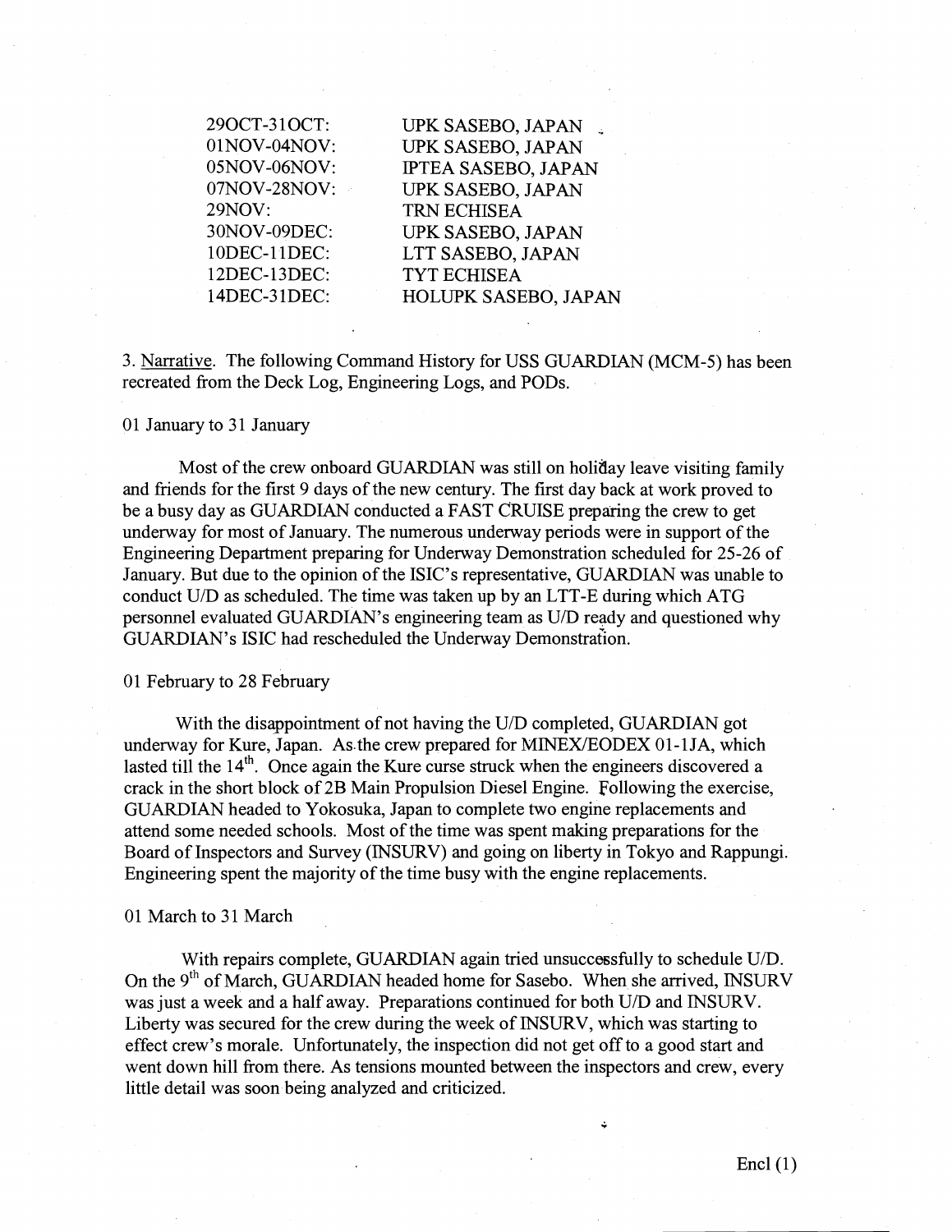| | |
|---|---|
| 29OCT-31OCT: | UPK SASEBO, JAPAN |
| 01NOV-04NOV: | UPK SASEBO, JAPAN |
| 05NOV-06NOV: | IPTEA SASEBO, JAPAN |
| 07NOV-28NOV: | UPK SASEBO, JAPAN |
| 29NOV: | TRN ECHISEA |
| 30NOV-09DEC: | UPK SASEBO, JAPAN |
| 10DEC-11DEC: | LTT SASEBO, JAPAN |
| 12DEC-13DEC: | TYT ECHISEA |
| 14DEC-31DEC: | HOLUPK SASEBO, JAPAN |

3. Narrative. The following Command History for USS GUARDIAN (MCM-5) has been recreated from the Deck Log, Engineering Logs, and PODs.

01 January to 31 January

Most of the crew onboard GUARDIAN was still on holiday leave visiting family and friends for the first 9 days of the new century. The first day back at work proved to be a busy day as GUARDIAN conducted a FAST CRUISE preparing the crew to get underway for most of January. The numerous underway periods were in support of the Engineering Department preparing for Underway Demonstration scheduled for 25-26 of January. But due to the opinion of the ISIC's representative, GUARDIAN was unable to conduct U/D as scheduled. The time was taken up by an LTT-E during which ATG personnel evaluated GUARDIAN's engineering team as U/D ready and questioned why GUARDIAN's ISIC had rescheduled the Underway Demonstration.

01 February to 28 February

With the disappointment of not having the U/D completed, GUARDIAN got underway for Kure, Japan. As the crew prepared for MINEX/EODEX 01-1JA, which lasted till the 14th. Once again the Kure curse struck when the engineers discovered a crack in the short block of 2B Main Propulsion Diesel Engine. Following the exercise, GUARDIAN headed to Yokosuka, Japan to complete two engine replacements and attend some needed schools. Most of the time was spent making preparations for the Board of Inspectors and Survey (INSURV) and going on liberty in Tokyo and Rappungi. Engineering spent the majority of the time busy with the engine replacements.

01 March to 31 March

With repairs complete, GUARDIAN again tried unsuccessfully to schedule U/D. On the 9th of March, GUARDIAN headed home for Sasebo. When she arrived, INSURV was just a week and a half away. Preparations continued for both U/D and INSURV. Liberty was secured for the crew during the week of INSURV, which was starting to effect crew's morale. Unfortunately, the inspection did not get off to a good start and went down hill from there. As tensions mounted between the inspectors and crew, every little detail was soon being analyzed and criticized.

Encl (1)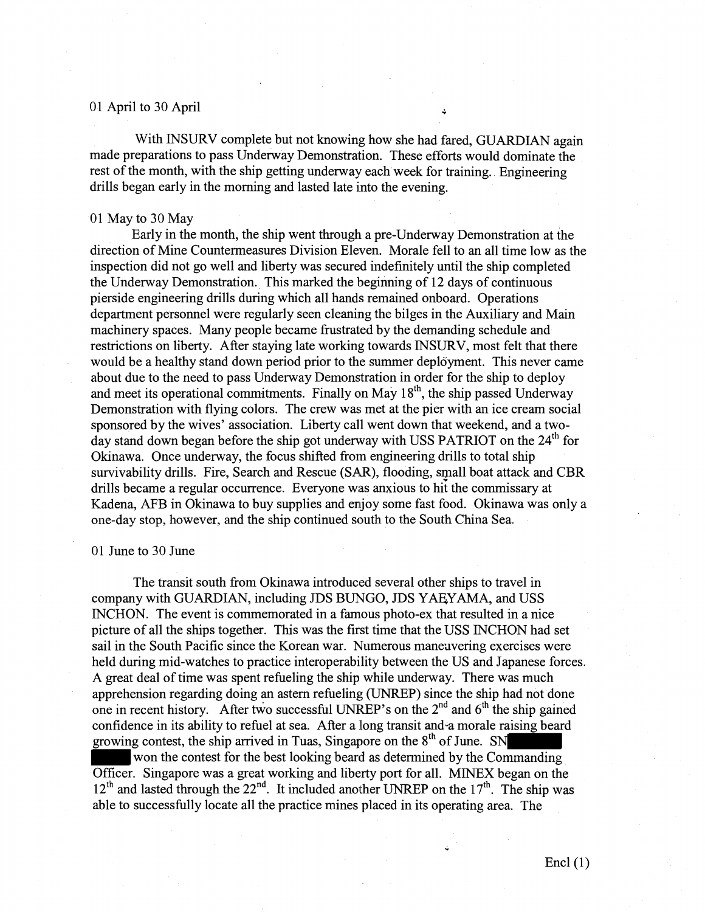01 April to 30 April

With INSURV complete but not knowing how she had fared, GUARDIAN again made preparations to pass Underway Demonstration. These efforts would dominate the rest of the month, with the ship getting underway each week for training. Engineering drills began early in the morning and lasted late into the evening.

01 May to 30 May

Early in the month, the ship went through a pre-Underway Demonstration at the direction of Mine Countermeasures Division Eleven. Morale fell to an all time low as the inspection did not go well and liberty was secured indefinitely until the ship completed the Underway Demonstration. This marked the beginning of 12 days of continuous pierside engineering drills during which all hands remained onboard. Operations department personnel were regularly seen cleaning the bilges in the Auxiliary and Main machinery spaces. Many people became frustrated by the demanding schedule and restrictions on liberty. After staying late working towards INSURV, most felt that there would be a healthy stand down period prior to the summer deployment. This never came about due to the need to pass Underway Demonstration in order for the ship to deploy and meet its operational commitments. Finally on May 18th, the ship passed Underway Demonstration with flying colors. The crew was met at the pier with an ice cream social sponsored by the wives' association. Liberty call went down that weekend, and a two-day stand down began before the ship got underway with USS PATRIOT on the 24th for Okinawa. Once underway, the focus shifted from engineering drills to total ship survivability drills. Fire, Search and Rescue (SAR), flooding, small boat attack and CBR drills became a regular occurrence. Everyone was anxious to hit the commissary at Kadena, AFB in Okinawa to buy supplies and enjoy some fast food. Okinawa was only a one-day stop, however, and the ship continued south to the South China Sea.

01 June to 30 June

The transit south from Okinawa introduced several other ships to travel in company with GUARDIAN, including JDS BUNGO, JDS YAEYAMA, and USS INCHON. The event is commemorated in a famous photo-ex that resulted in a nice picture of all the ships together. This was the first time that the USS INCHON had set sail in the South Pacific since the Korean war. Numerous maneuvering exercises were held during mid-watches to practice interoperability between the US and Japanese forces. A great deal of time was spent refueling the ship while underway. There was much apprehension regarding doing an astern refueling (UNREP) since the ship had not done one in recent history. After two successful UNREP's on the 2nd and 6th the ship gained confidence in its ability to refuel at sea. After a long transit and a morale raising beard growing contest, the ship arrived in Tuas, Singapore on the 8th of June. SN [REDACTED] won the contest for the best looking beard as determined by the Commanding Officer. Singapore was a great working and liberty port for all. MINEX began on the 12th and lasted through the 22nd. It included another UNREP on the 17th. The ship was able to successfully locate all the practice mines placed in its operating area. The

Encl (1)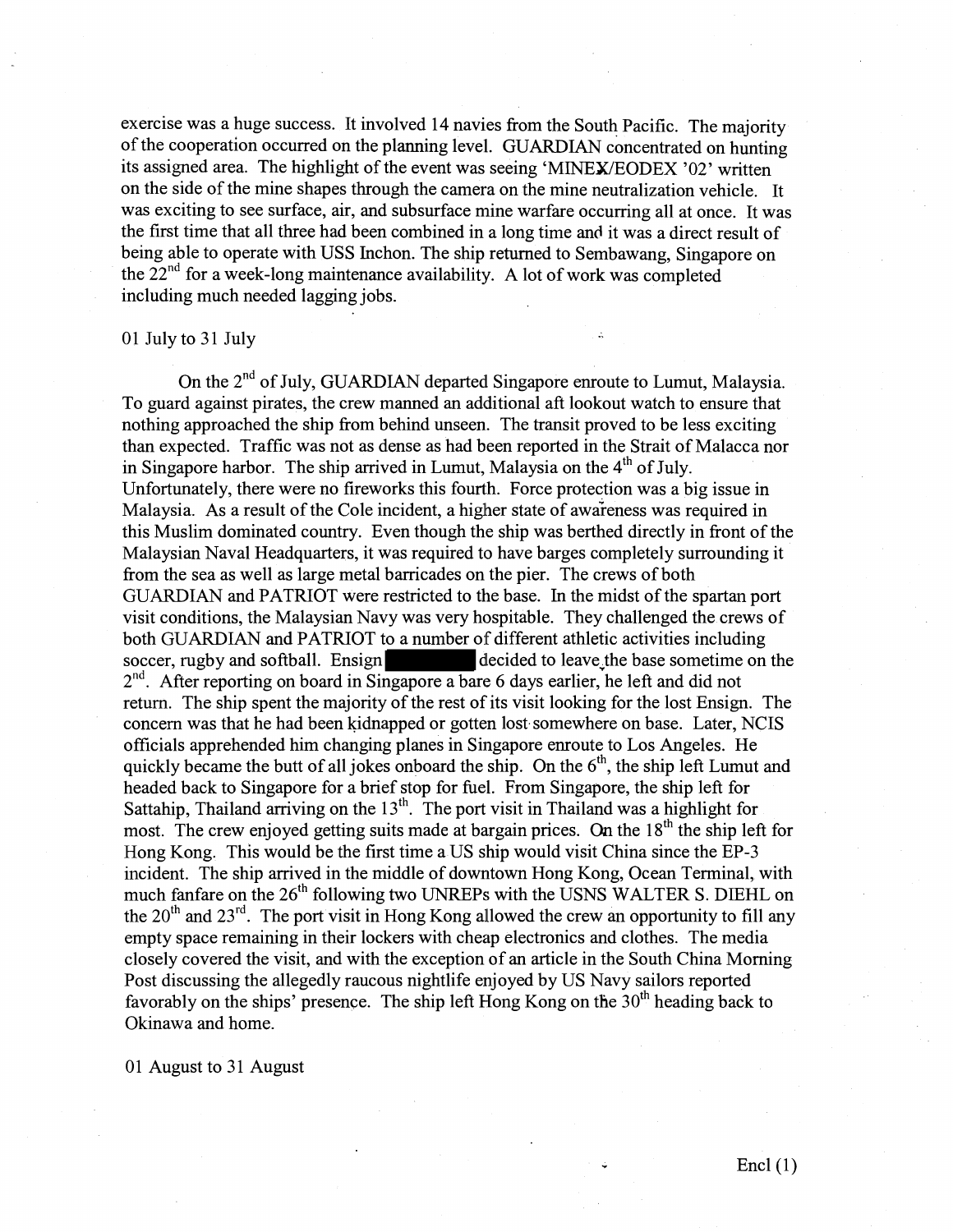exercise was a huge success. It involved 14 navies from the South Pacific. The majority of the cooperation occurred on the planning level. GUARDIAN concentrated on hunting its assigned area. The highlight of the event was seeing 'MINEX/EODEX '02' written on the side of the mine shapes through the camera on the mine neutralization vehicle. It was exciting to see surface, air, and subsurface mine warfare occurring all at once. It was the first time that all three had been combined in a long time and it was a direct result of being able to operate with USS Inchon. The ship returned to Sembawang, Singapore on the 22[nd] for a week-long maintenance availability. A lot of work was completed including much needed lagging jobs.

01 July to 31 July

On the 2[nd] of July, GUARDIAN departed Singapore enroute to Lumut, Malaysia. To guard against pirates, the crew manned an additional aft lookout watch to ensure that nothing approached the ship from behind unseen. The transit proved to be less exciting than expected. Traffic was not as dense as had been reported in the Strait of Malacca nor in Singapore harbor. The ship arrived in Lumut, Malaysia on the 4[th] of July. Unfortunately, there were no fireworks this fourth. Force protection was a big issue in Malaysia. As a result of the Cole incident, a higher state of awareness was required in this Muslim dominated country. Even though the ship was berthed directly in front of the Malaysian Naval Headquarters, it was required to have barges completely surrounding it from the sea as well as large metal barricades on the pier. The crews of both GUARDIAN and PATRIOT were restricted to the base. In the midst of the spartan port visit conditions, the Malaysian Navy was very hospitable. They challenged the crews of both GUARDIAN and PATRIOT to a number of different athletic activities including soccer, rugby and softball. Ensign [REDACTED] decided to leave the base sometime on the 2[nd]. After reporting on board in Singapore a bare 6 days earlier, he left and did not return. The ship spent the majority of the rest of its visit looking for the lost Ensign. The concern was that he had been kidnapped or gotten lost somewhere on base. Later, NCIS officials apprehended him changing planes in Singapore enroute to Los Angeles. He quickly became the butt of all jokes onboard the ship. On the 6[th], the ship left Lumut and headed back to Singapore for a brief stop for fuel. From Singapore, the ship left for Sattahip, Thailand arriving on the 13[th]. The port visit in Thailand was a highlight for most. The crew enjoyed getting suits made at bargain prices. On the 18[th] the ship left for Hong Kong. This would be the first time a US ship would visit China since the EP-3 incident. The ship arrived in the middle of downtown Hong Kong, Ocean Terminal, with much fanfare on the 26[th] following two UNREPs with the USNS WALTER S. DIEHL on the 20[th] and 23[rd]. The port visit in Hong Kong allowed the crew an opportunity to fill any empty space remaining in their lockers with cheap electronics and clothes. The media closely covered the visit, and with the exception of an article in the South China Morning Post discussing the allegedly raucous nightlife enjoyed by US Navy sailors reported favorably on the ships' presence. The ship left Hong Kong on the 30[th] heading back to Okinawa and home.

01 August to 31 August

Encl (1)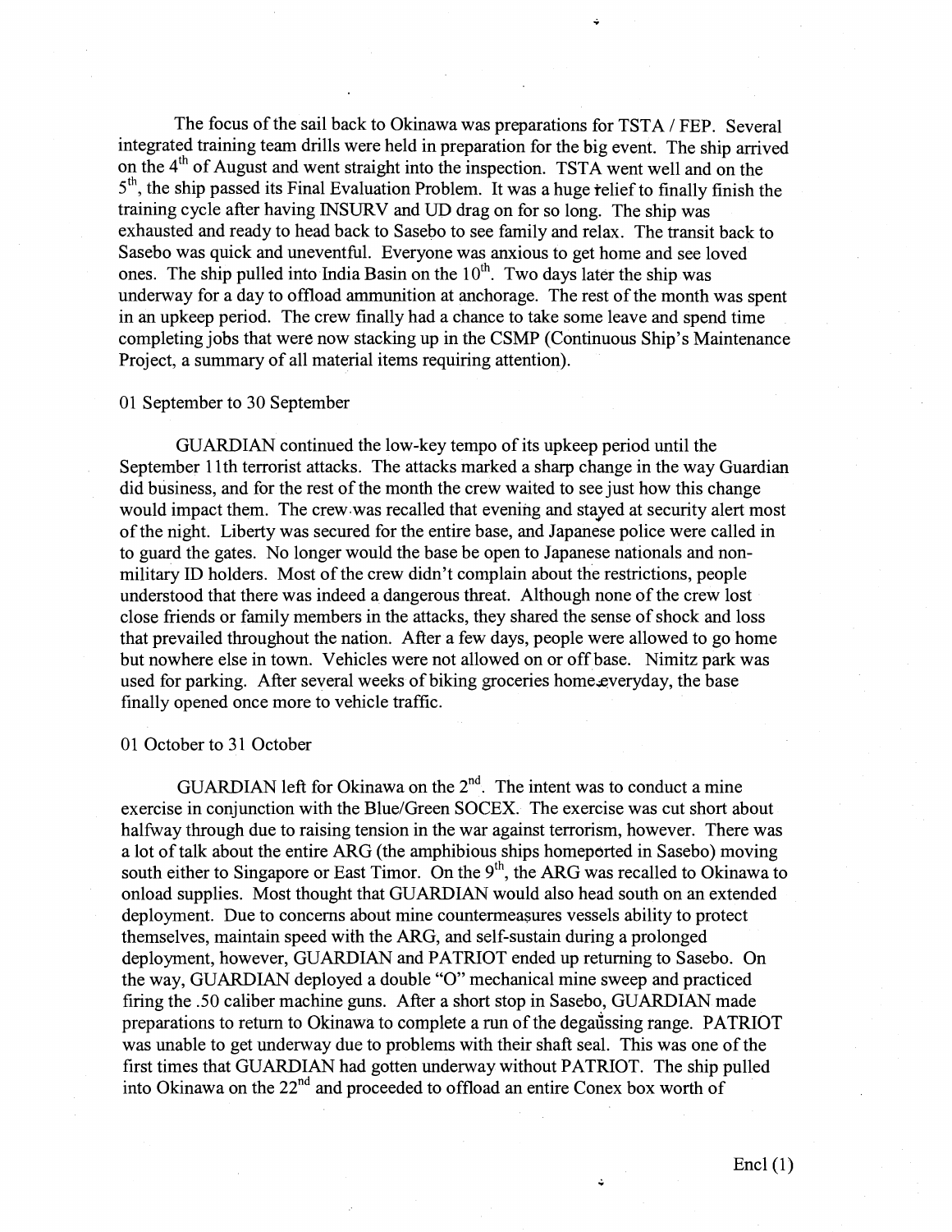The focus of the sail back to Okinawa was preparations for TSTA / FEP. Several integrated training team drills were held in preparation for the big event. The ship arrived on the 4th of August and went straight into the inspection. TSTA went well and on the 5th, the ship passed its Final Evaluation Problem. It was a huge relief to finally finish the training cycle after having INSURV and UD drag on for so long. The ship was exhausted and ready to head back to Sasebo to see family and relax. The transit back to Sasebo was quick and uneventful. Everyone was anxious to get home and see loved ones. The ship pulled into India Basin on the 10th. Two days later the ship was underway for a day to offload ammunition at anchorage. The rest of the month was spent in an upkeep period. The crew finally had a chance to take some leave and spend time completing jobs that were now stacking up in the CSMP (Continuous Ship's Maintenance Project, a summary of all material items requiring attention).

01 September to 30 September

GUARDIAN continued the low-key tempo of its upkeep period until the September 11th terrorist attacks. The attacks marked a sharp change in the way Guardian did business, and for the rest of the month the crew waited to see just how this change would impact them. The crew was recalled that evening and stayed at security alert most of the night. Liberty was secured for the entire base, and Japanese police were called in to guard the gates. No longer would the base be open to Japanese nationals and non-military ID holders. Most of the crew didn't complain about the restrictions, people understood that there was indeed a dangerous threat. Although none of the crew lost close friends or family members in the attacks, they shared the sense of shock and loss that prevailed throughout the nation. After a few days, people were allowed to go home but nowhere else in town. Vehicles were not allowed on or off base. Nimitz park was used for parking. After several weeks of biking groceries home everyday, the base finally opened once more to vehicle traffic.

01 October to 31 October

GUARDIAN left for Okinawa on the 2nd. The intent was to conduct a mine exercise in conjunction with the Blue/Green SOCEX. The exercise was cut short about halfway through due to raising tension in the war against terrorism, however. There was a lot of talk about the entire ARG (the amphibious ships homeported in Sasebo) moving south either to Singapore or East Timor. On the 9th, the ARG was recalled to Okinawa to onload supplies. Most thought that GUARDIAN would also head south on an extended deployment. Due to concerns about mine countermeasures vessels ability to protect themselves, maintain speed with the ARG, and self-sustain during a prolonged deployment, however, GUARDIAN and PATRIOT ended up returning to Sasebo. On the way, GUARDIAN deployed a double "O" mechanical mine sweep and practiced firing the .50 caliber machine guns. After a short stop in Sasebo, GUARDIAN made preparations to return to Okinawa to complete a run of the degaussing range. PATRIOT was unable to get underway due to problems with their shaft seal. This was one of the first times that GUARDIAN had gotten underway without PATRIOT. The ship pulled into Okinawa on the 22nd and proceeded to offload an entire Conex box worth of

Encl (1)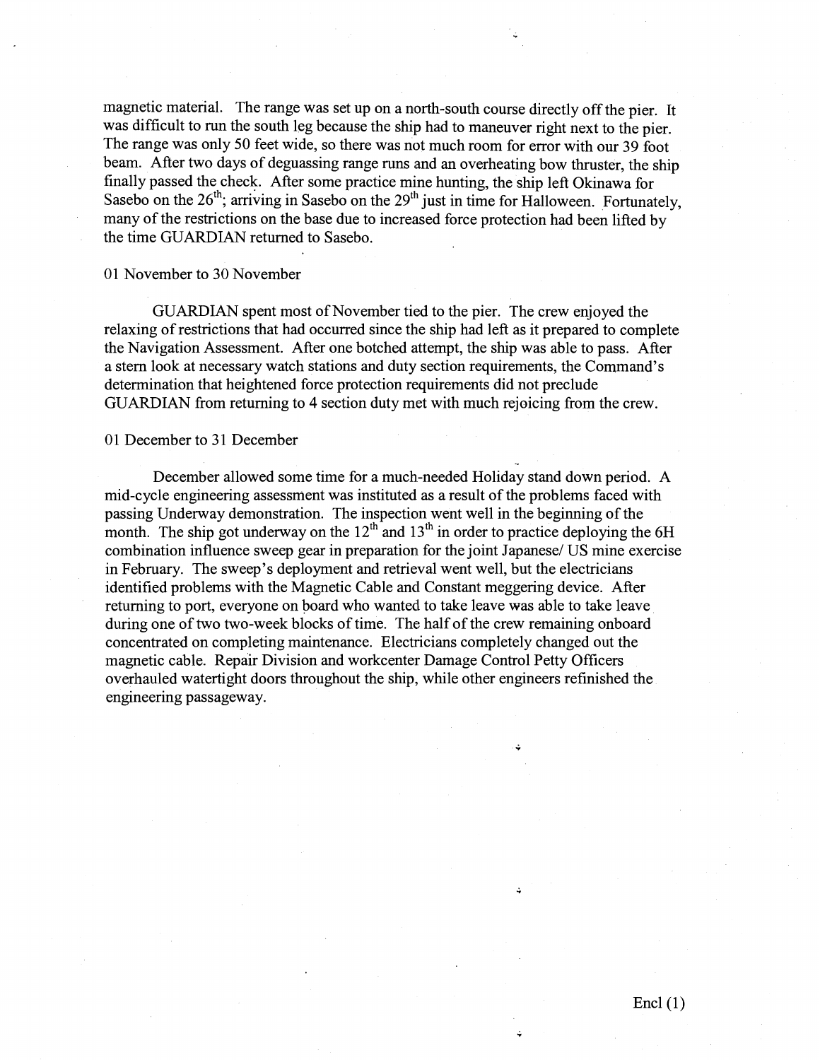magnetic material. The range was set up on a north-south course directly off the pier. It was difficult to run the south leg because the ship had to maneuver right next to the pier. The range was only 50 feet wide, so there was not much room for error with our 39 foot beam. After two days of deguassing range runs and an overheating bow thruster, the ship finally passed the check. After some practice mine hunting, the ship left Okinawa for Sasebo on the 26th; arriving in Sasebo on the 29th just in time for Halloween. Fortunately, many of the restrictions on the base due to increased force protection had been lifted by the time GUARDIAN returned to Sasebo.

01 November to 30 November

GUARDIAN spent most of November tied to the pier. The crew enjoyed the relaxing of restrictions that had occurred since the ship had left as it prepared to complete the Navigation Assessment. After one botched attempt, the ship was able to pass. After a stern look at necessary watch stations and duty section requirements, the Command's determination that heightened force protection requirements did not preclude GUARDIAN from returning to 4 section duty met with much rejoicing from the crew.

01 December to 31 December

December allowed some time for a much-needed Holiday stand down period. A mid-cycle engineering assessment was instituted as a result of the problems faced with passing Underway demonstration. The inspection went well in the beginning of the month. The ship got underway on the 12th and 13th in order to practice deploying the 6H combination influence sweep gear in preparation for the joint Japanese/ US mine exercise in February. The sweep's deployment and retrieval went well, but the electricians identified problems with the Magnetic Cable and Constant meggering device. After returning to port, everyone on board who wanted to take leave was able to take leave during one of two two-week blocks of time. The half of the crew remaining onboard concentrated on completing maintenance. Electricians completely changed out the magnetic cable. Repair Division and workcenter Damage Control Petty Officers overhauled watertight doors throughout the ship, while other engineers refinished the engineering passageway.

Encl (1)